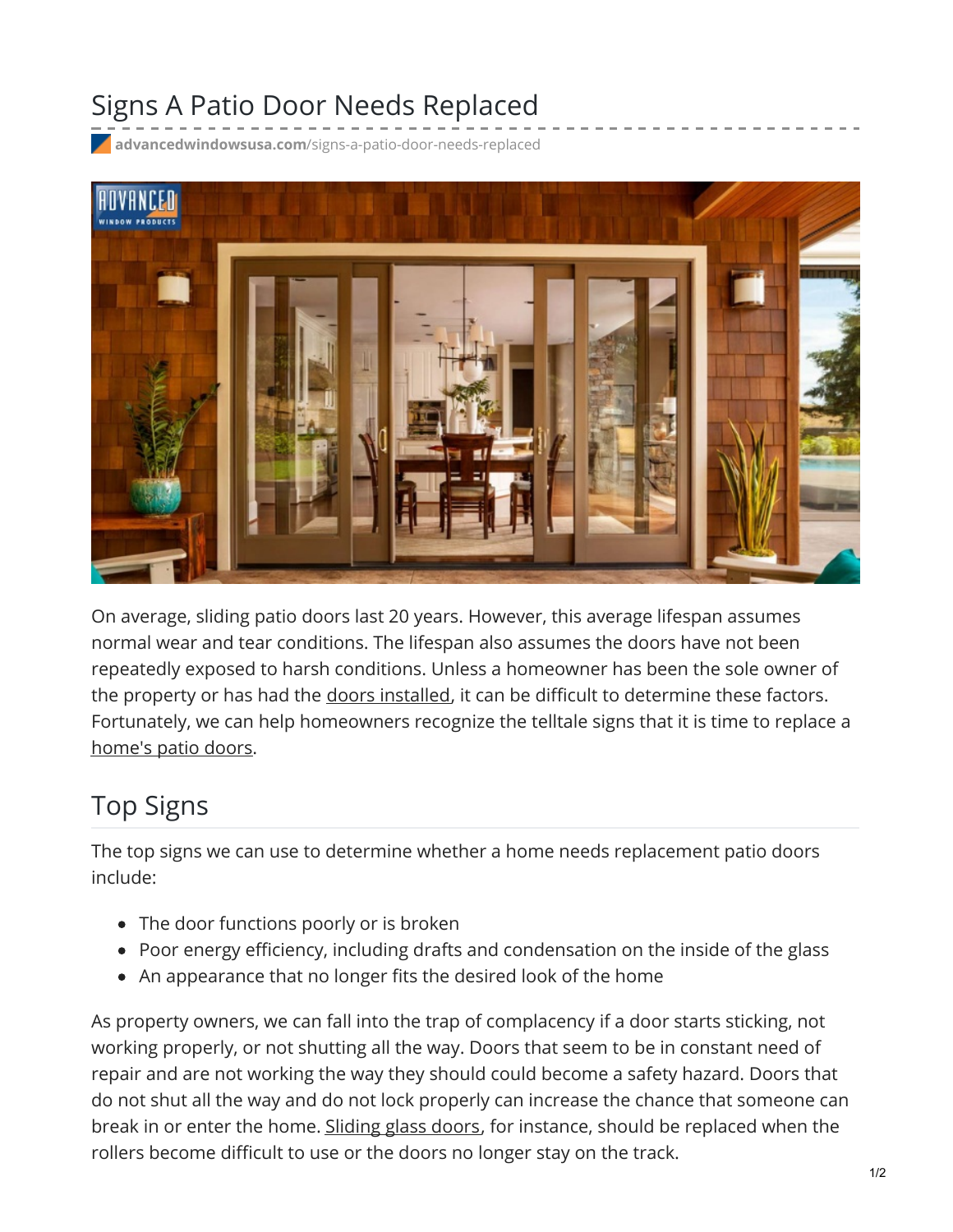# Signs A Patio Door Needs Replaced

advancedwindowsusa.com/signs-a-patio-door-needs-replaced

On average, sliding patio doors last 20 years. However, this average lifespan assumes normal wear and tear conditions. The lifespan also assumes the doors have not been repeatedly exposed to harsh conditions. Unless a homeowner has been the sole owner of the property or has had the doors installed, it can be difficult to determine these factors. Fortunately, we can help homeowners recognize the telltale signs that it is time to replace a home's patio doors.

## Top Signs

The top signs we can use to determine whether a home needs replacement patio doors include:

- The door functions poorly or is broken
- Poor energy efficiency, including drafts and condensation on the inside of the glass
- An appearance that no longer fits the desired look of the home

As property owners, we can fall into the trap of complacency if a door starts sticking, not working properly, or not shutting all the way. Doors that seem to be in constant need of repair and are not working the way they should could become a safety hazard. Doors that do not shut all the way and do not lock properly can increase the chance that someone can break in or enter the home. Sliding glass doors, for instance, should be replaced when the rollers become difficult to use or the doors no longer stay on the track.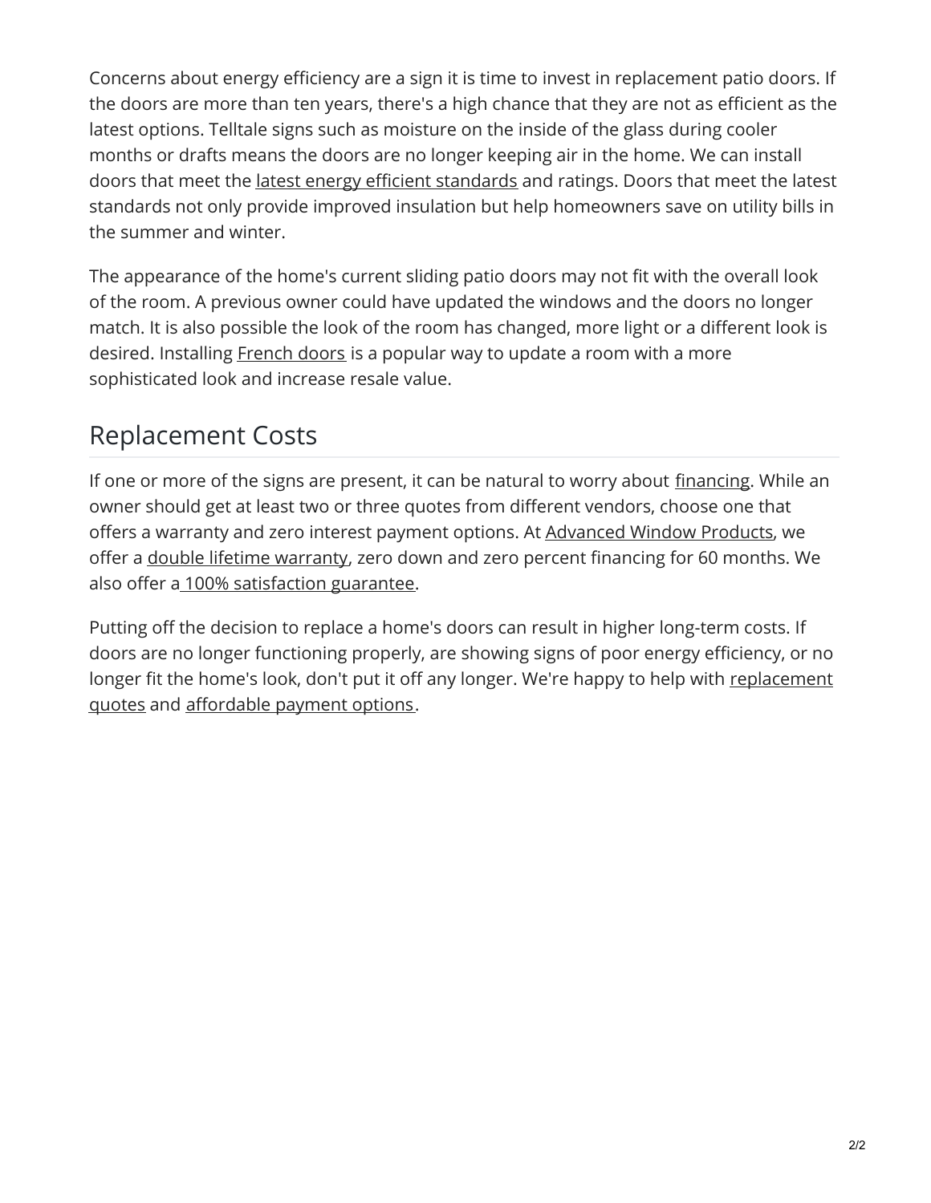Concerns about energy efficiency are a sign it is time to invest in replacement patio doors. If the doors are more than ten years, there's a high chance that they are not as efficient as the latest options. Telltale signs such as moisture on the inside of the glass during cooler months or drafts means the doors are no longer keeping air in the home. We can install doors that meet the latest energy efficient standards and ratings. Doors that meet the latest standards not only provide improved insulation but help homeowners save on utility bills in the summer and winter.

The appearance of the home's current sliding patio doors may not fit with the overall look of the room. A previous owner could have updated the windows and the doors no longer match. It is also possible the look of the room has changed, more light or a different look is desired. Installing French doors is a popular way to update a room with a more sophisticated look and increase resale value.

## Replacement Costs

If one or more of the signs are present, it can be natural to worry about financing. While an owner should get at least two or three quotes from different vendors, choose one that offers a warranty and zero interest payment options. At Advanced Window Products, we offer a double lifetime warranty, zero down and zero percent financing for 60 months. We also offer a 100% satisfaction guarantee.

Putting off the decision to replace a home's doors can result in higher long-term costs. If doors are no longer functioning properly, are showing signs of poor energy efficiency, or no longer fit the home's look, don't put it off any longer. We're happy to help with replacement quotes and affordable payment options.